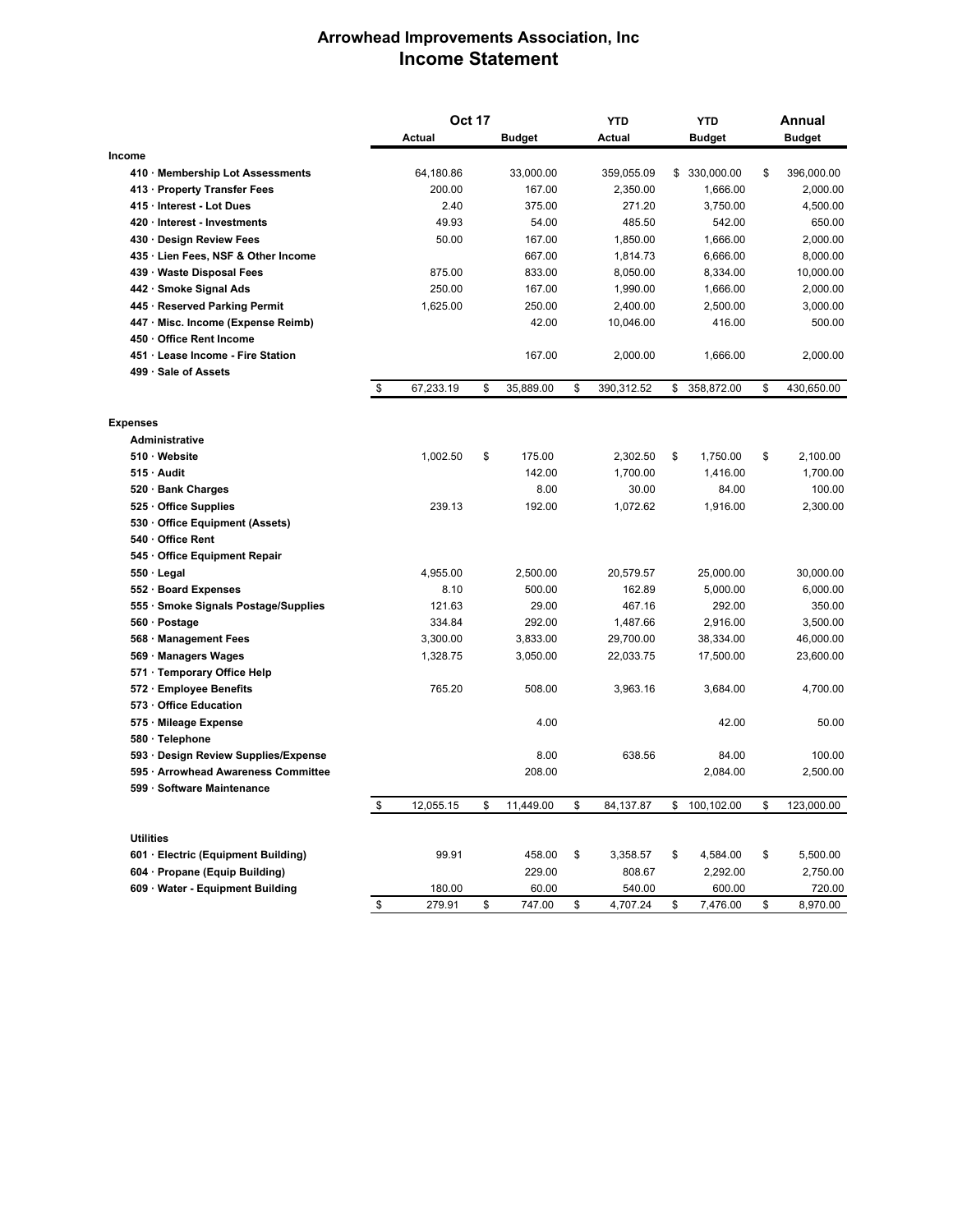# Arrowhead Improvements Association, Inc
## Income Statement

| | Oct 17 | | YTD | YTD | Annual |
|---|---|---|---|---|---|
| | Actual | Budget | Actual | Budget | Budget |
| **Income** | | | | | |
| 410 · Membership Lot Assessments | 64,180.86 | 33,000.00 | 359,055.09 | $ 330,000.00 | $ 396,000.00 |
| 413 · Property Transfer Fees | 200.00 | 167.00 | 2,350.00 | 1,666.00 | 2,000.00 |
| 415 · Interest - Lot Dues | 2.40 | 375.00 | 271.20 | 3,750.00 | 4,500.00 |
| 420 · Interest - Investments | 49.93 | 54.00 | 485.50 | 542.00 | 650.00 |
| 430 · Design Review Fees | 50.00 | 167.00 | 1,850.00 | 1,666.00 | 2,000.00 |
| 435 · Lien Fees, NSF & Other Income | | 667.00 | 1,814.73 | 6,666.00 | 8,000.00 |
| 439 · Waste Disposal Fees | 875.00 | 833.00 | 8,050.00 | 8,334.00 | 10,000.00 |
| 442 · Smoke Signal Ads | 250.00 | 167.00 | 1,990.00 | 1,666.00 | 2,000.00 |
| 445 · Reserved Parking Permit | 1,625.00 | 250.00 | 2,400.00 | 2,500.00 | 3,000.00 |
| 447 · Misc. Income (Expense Reimb) | | 42.00 | 10,046.00 | 416.00 | 500.00 |
| 450 · Office Rent Income | | | | | |
| 451 · Lease Income - Fire Station | | 167.00 | 2,000.00 | 1,666.00 | 2,000.00 |
| 499 · Sale of Assets | | | | | |
| | $ 67,233.19 | $ 35,889.00 | $ 390,312.52 | $ 358,872.00 | $ 430,650.00 |
| **Expenses** | | | | | |
| **Administrative** | | | | | |
| 510 · Website | 1,002.50 | $ 175.00 | 2,302.50 | $ 1,750.00 | $ 2,100.00 |
| 515 · Audit | | 142.00 | 1,700.00 | 1,416.00 | 1,700.00 |
| 520 · Bank Charges | | 8.00 | 30.00 | 84.00 | 100.00 |
| 525 · Office Supplies | 239.13 | 192.00 | 1,072.62 | 1,916.00 | 2,300.00 |
| 530 · Office Equipment (Assets) | | | | | |
| 540 · Office Rent | | | | | |
| 545 · Office Equipment Repair | | | | | |
| 550 · Legal | 4,955.00 | 2,500.00 | 20,579.57 | 25,000.00 | 30,000.00 |
| 552 · Board Expenses | 8.10 | 500.00 | 162.89 | 5,000.00 | 6,000.00 |
| 555 · Smoke Signals Postage/Supplies | 121.63 | 29.00 | 467.16 | 292.00 | 350.00 |
| 560 · Postage | 334.84 | 292.00 | 1,487.66 | 2,916.00 | 3,500.00 |
| 568 · Management Fees | 3,300.00 | 3,833.00 | 29,700.00 | 38,334.00 | 46,000.00 |
| 569 · Managers Wages | 1,328.75 | 3,050.00 | 22,033.75 | 17,500.00 | 23,600.00 |
| 571 · Temporary Office Help | | | | | |
| 572 · Employee Benefits | 765.20 | 508.00 | 3,963.16 | 3,684.00 | 4,700.00 |
| 573 · Office Education | | | | | |
| 575 · Mileage Expense | | 4.00 | | 42.00 | 50.00 |
| 580 · Telephone | | | | | |
| 593 · Design Review Supplies/Expense | | 8.00 | 638.56 | 84.00 | 100.00 |
| 595 · Arrowhead Awareness Committee | | 208.00 | | 2,084.00 | 2,500.00 |
| 599 · Software Maintenance | | | | | |
| | $ 12,055.15 | $ 11,449.00 | $ 84,137.87 | $ 100,102.00 | $ 123,000.00 |
| **Utilities** | | | | | |
| 601 · Electric (Equipment Building) | 99.91 | 458.00 | $ 3,358.57 | $ 4,584.00 | $ 5,500.00 |
| 604 · Propane (Equip Building) | | 229.00 | 808.67 | 2,292.00 | 2,750.00 |
| 609 · Water - Equipment Building | 180.00 | 60.00 | 540.00 | 600.00 | 720.00 |
| | $ 279.91 | $ 747.00 | $ 4,707.24 | $ 7,476.00 | $ 8,970.00 |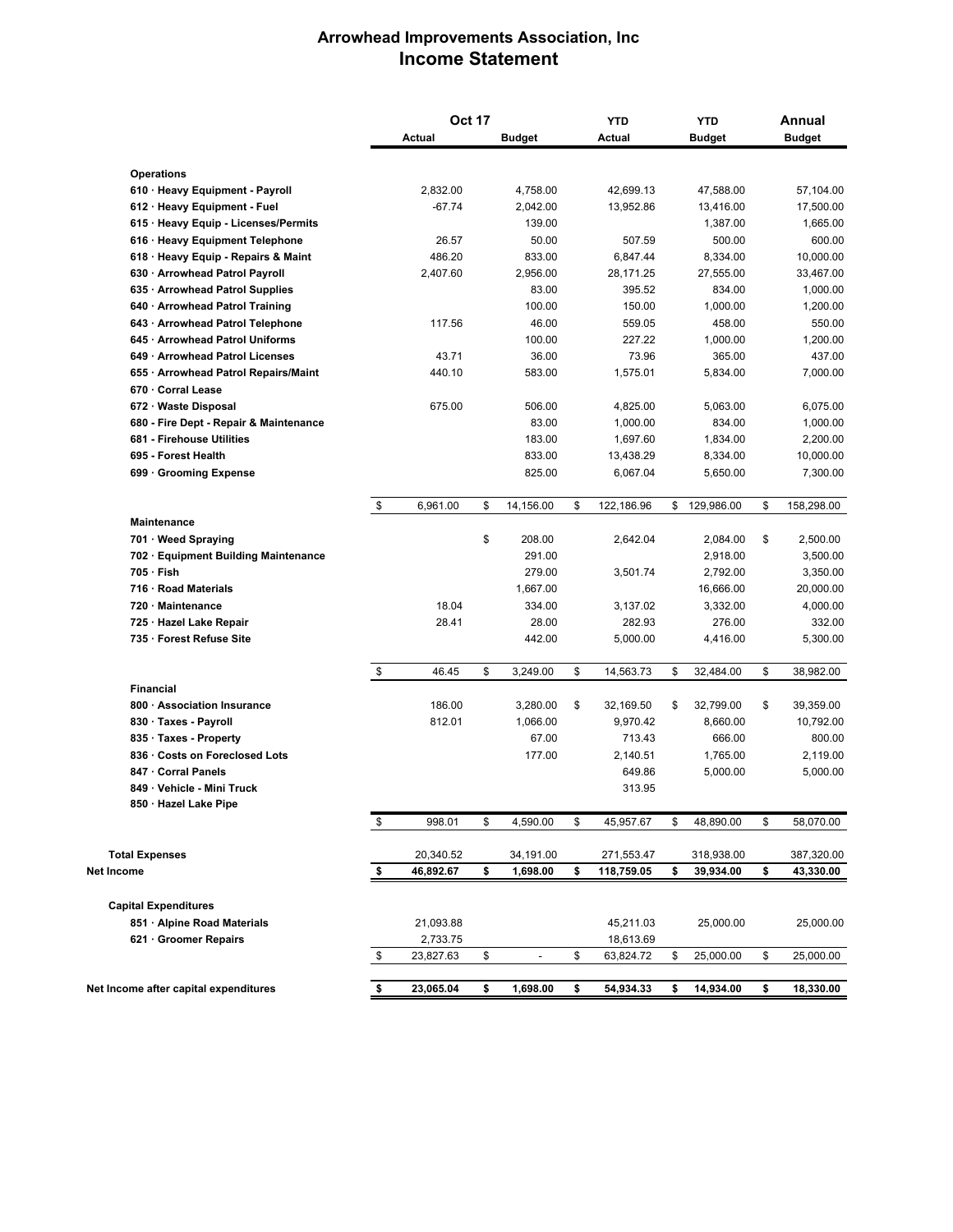# Arrowhead Improvements Association, Inc
## Income Statement

| | Oct 17 Actual | Oct 17 Budget | YTD Actual | YTD Budget | Annual Budget |
|---|---|---|---|---|---|
| **Operations** | | | | | |
| **610 · Heavy Equipment - Payroll** | 2,832.00 | 4,758.00 | 42,699.13 | 47,588.00 | 57,104.00 |
| **612 · Heavy Equipment - Fuel** | -67.74 | 2,042.00 | 13,952.86 | 13,416.00 | 17,500.00 |
| **615 · Heavy Equip - Licenses/Permits** | | 139.00 | | 1,387.00 | 1,665.00 |
| **616 · Heavy Equipment Telephone** | 26.57 | 50.00 | 507.59 | 500.00 | 600.00 |
| **618 · Heavy Equip - Repairs & Maint** | 486.20 | 833.00 | 6,847.44 | 8,334.00 | 10,000.00 |
| **630 · Arrowhead Patrol Payroll** | 2,407.60 | 2,956.00 | 28,171.25 | 27,555.00 | 33,467.00 |
| **635 · Arrowhead Patrol Supplies** | | 83.00 | 395.52 | 834.00 | 1,000.00 |
| **640 · Arrowhead Patrol Training** | | 100.00 | 150.00 | 1,000.00 | 1,200.00 |
| **643 · Arrowhead Patrol Telephone** | 117.56 | 46.00 | 559.05 | 458.00 | 550.00 |
| **645 · Arrowhead Patrol Uniforms** | | 100.00 | 227.22 | 1,000.00 | 1,200.00 |
| **649 · Arrowhead Patrol Licenses** | 43.71 | 36.00 | 73.96 | 365.00 | 437.00 |
| **655 · Arrowhead Patrol Repairs/Maint** | 440.10 | 583.00 | 1,575.01 | 5,834.00 | 7,000.00 |
| **670 · Corral Lease** | | | | | |
| **672 · Waste Disposal** | 675.00 | 506.00 | 4,825.00 | 5,063.00 | 6,075.00 |
| **680 - Fire Dept - Repair & Maintenance** | | 83.00 | 1,000.00 | 834.00 | 1,000.00 |
| **681 - Firehouse Utilities** | | 183.00 | 1,697.60 | 1,834.00 | 2,200.00 |
| **695 - Forest Health** | | 833.00 | 13,438.29 | 8,334.00 | 10,000.00 |
| **699 · Grooming Expense** | | 825.00 | 6,067.04 | 5,650.00 | 7,300.00 |
| | $ 6,961.00 | $ 14,156.00 | $ 122,186.96 | $ 129,986.00 | $ 158,298.00 |
| **Maintenance** | | | | | |
| **701 · Weed Spraying** | | $ 208.00 | 2,642.04 | 2,084.00 | $ 2,500.00 |
| **702 · Equipment Building Maintenance** | | 291.00 | | 2,918.00 | 3,500.00 |
| **705 · Fish** | | 279.00 | 3,501.74 | 2,792.00 | 3,350.00 |
| **716 · Road Materials** | | 1,667.00 | | 16,666.00 | 20,000.00 |
| **720 · Maintenance** | 18.04 | 334.00 | 3,137.02 | 3,332.00 | 4,000.00 |
| **725 · Hazel Lake Repair** | 28.41 | 28.00 | 282.93 | 276.00 | 332.00 |
| **735 · Forest Refuse Site** | | 442.00 | 5,000.00 | 4,416.00 | 5,300.00 |
| | $ 46.45 | $ 3,249.00 | $ 14,563.73 | $ 32,484.00 | $ 38,982.00 |
| **Financial** | | | | | |
| **800 · Association Insurance** | 186.00 | 3,280.00 | $ 32,169.50 | $ 32,799.00 | $ 39,359.00 |
| **830 · Taxes - Payroll** | 812.01 | 1,066.00 | 9,970.42 | 8,660.00 | 10,792.00 |
| **835 · Taxes - Property** | | 67.00 | 713.43 | 666.00 | 800.00 |
| **836 · Costs on Foreclosed Lots** | | 177.00 | 2,140.51 | 1,765.00 | 2,119.00 |
| **847 · Corral Panels** | | | 649.86 | 5,000.00 | 5,000.00 |
| **849 · Vehicle - Mini Truck** | | | 313.95 | | |
| **850 · Hazel Lake Pipe** | | | | | |
| | $ 998.01 | $ 4,590.00 | $ 45,957.67 | $ 48,890.00 | $ 58,070.00 |
| **Total Expenses** | 20,340.52 | 34,191.00 | 271,553.47 | 318,938.00 | 387,320.00 |
| **Net Income** | **$ 46,892.67** | **$ 1,698.00** | **$ 118,759.05** | **$ 39,934.00** | **$ 43,330.00** |
| **Capital Expenditures** | | | | | |
| **851 · Alpine Road Materials** | 21,093.88 | | 45,211.03 | 25,000.00 | 25,000.00 |
| **621 · Groomer Repairs** | 2,733.75 | | 18,613.69 | | |
| | $ 23,827.63 | $ - | $ 63,824.72 | $ 25,000.00 | $ 25,000.00 |
| **Net Income after capital expenditures** | **$ 23,065.04** | **$ 1,698.00** | **$ 54,934.33** | **$ 14,934.00** | **$ 18,330.00** |